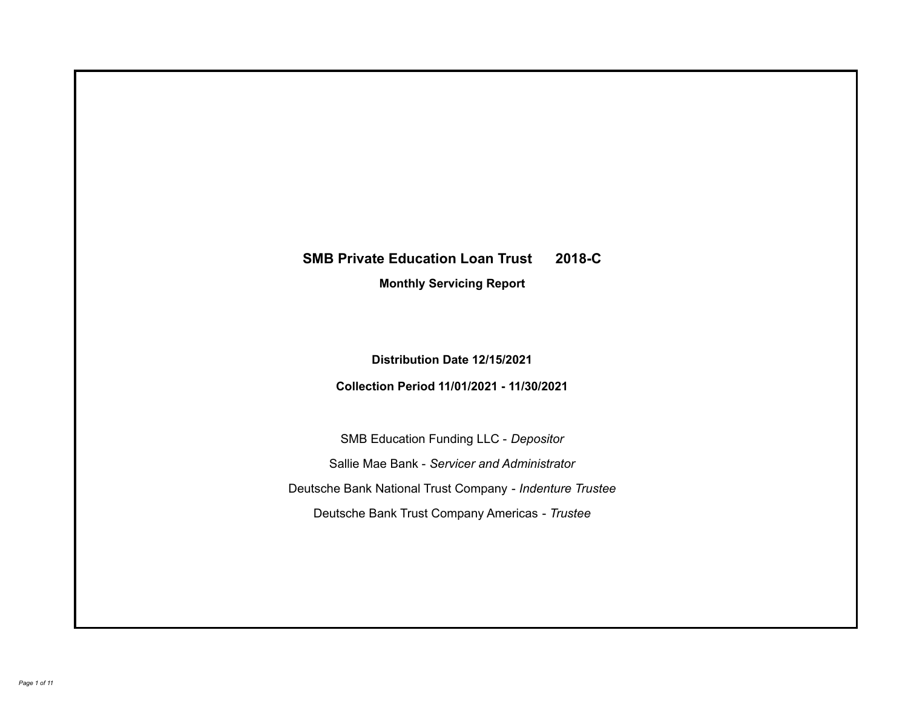# SMB Private Education Loan Trust 2018-C

**Monthly Servicing Report**

**Distribution Date 12/15/2021**

**Collection Period 11/01/2021 - 11/30/2021**

SMB Education Funding LLC - *Depositor*

Sallie Mae Bank - *Servicer and Administrator*

Deutsche Bank National Trust Company - *Indenture Trustee*

Deutsche Bank Trust Company Americas - *Trustee*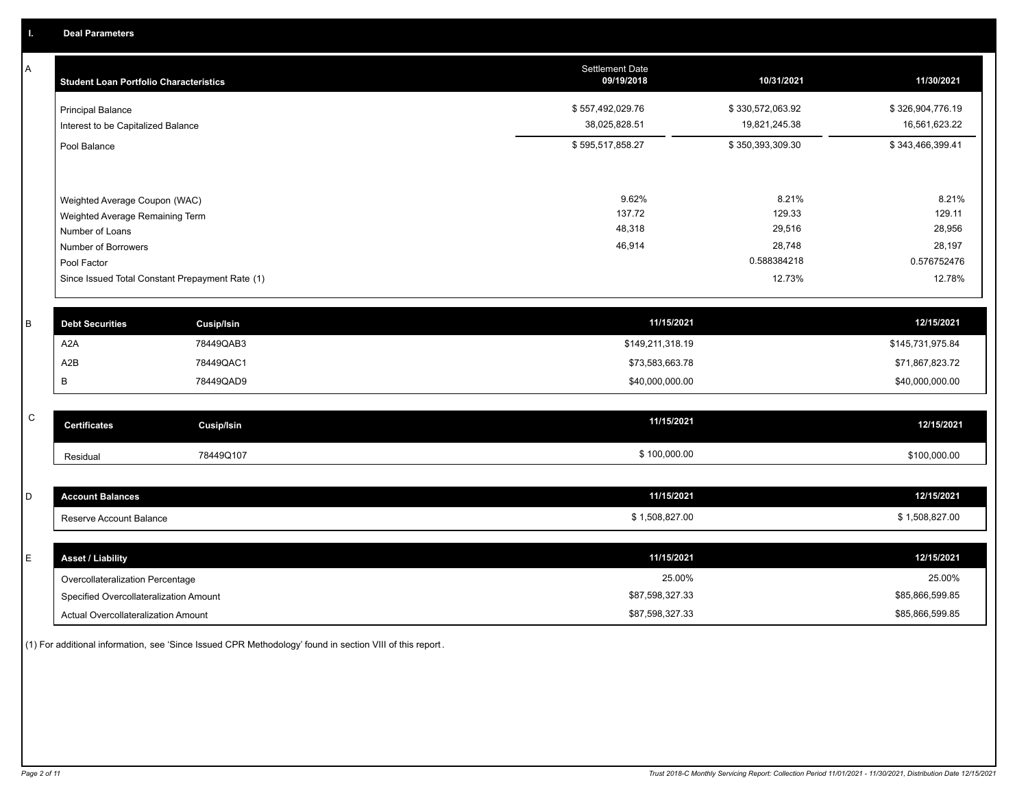## I. Deal Parameters

### A

| Student Loan Portfolio Characteristics | Settlement Date 09/19/2018 | 10/31/2021 | 11/30/2021 |
| --- | --- | --- | --- |
| Principal Balance | $ 557,492,029.76 | $ 330,572,063.92 | $ 326,904,776.19 |
| Interest to be Capitalized Balance | 38,025,828.51 | 19,821,245.38 | 16,561,623.22 |
| Pool Balance | $ 595,517,858.27 | $ 350,393,309.30 | $ 343,466,399.41 |
| Weighted Average Coupon (WAC) | 9.62% | 8.21% | 8.21% |
| Weighted Average Remaining Term | 137.72 | 129.33 | 129.11 |
| Number of Loans | 48,318 | 29,516 | 28,956 |
| Number of Borrowers | 46,914 | 28,748 | 28,197 |
| Pool Factor | | 0.588384218 | 0.576752476 |
| Since Issued Total Constant Prepayment Rate (1) | | 12.73% | 12.78% |

### B

| Debt Securities | Cusip/Isin | 11/15/2021 | 12/15/2021 |
| --- | --- | --- | --- |
| A2A | 78449QAB3 | $149,211,318.19 | $145,731,975.84 |
| A2B | 78449QAC1 | $73,583,663.78 | $71,867,823.72 |
| B | 78449QAD9 | $40,000,000.00 | $40,000,000.00 |

### C

| Certificates | Cusip/Isin | 11/15/2021 | 12/15/2021 |
| --- | --- | --- | --- |
| Residual | 78449Q107 | $ 100,000.00 | $100,000.00 |

### D

| Account Balances | 11/15/2021 | 12/15/2021 |
| --- | --- | --- |
| Reserve Account Balance | $ 1,508,827.00 | $ 1,508,827.00 |

### E

| Asset / Liability | 11/15/2021 | 12/15/2021 |
| --- | --- | --- |
| Overcollateralization Percentage | 25.00% | 25.00% |
| Specified Overcollateralization Amount | $87,598,327.33 | $85,866,599.85 |
| Actual Overcollateralization Amount | $87,598,327.33 | $85,866,599.85 |

(1) For additional information, see 'Since Issued CPR Methodology' found in section VIII of this report.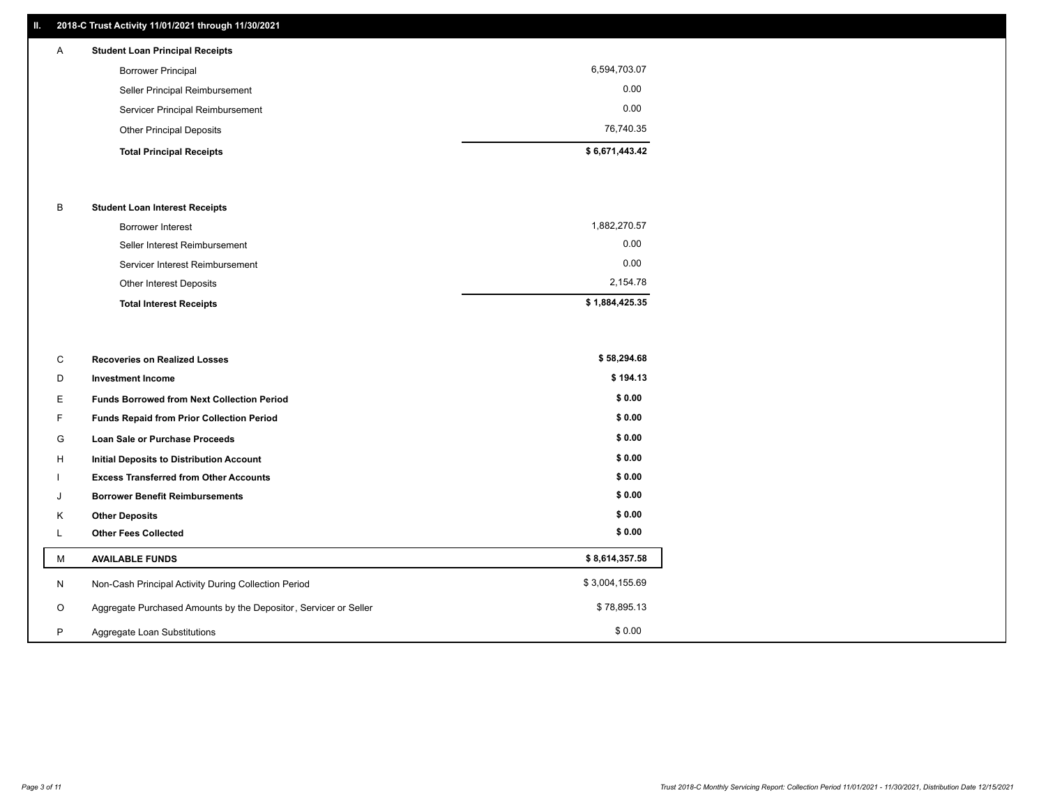## II. 2018-C Trust Activity 11/01/2021 through 11/30/2021

| | | |
|---|---|---|
| A | **Student Loan Principal Receipts** | |
| | Borrower Principal | 6,594,703.07 |
| | Seller Principal Reimbursement | 0.00 |
| | Servicer Principal Reimbursement | 0.00 |
| | Other Principal Deposits | 76,740.35 |
| | **Total Principal Receipts** | **$ 6,671,443.42** |
| B | **Student Loan Interest Receipts** | |
| | Borrower Interest | 1,882,270.57 |
| | Seller Interest Reimbursement | 0.00 |
| | Servicer Interest Reimbursement | 0.00 |
| | Other Interest Deposits | 2,154.78 |
| | **Total Interest Receipts** | **$ 1,884,425.35** |
| C | **Recoveries on Realized Losses** | **$ 58,294.68** |
| D | **Investment Income** | **$ 194.13** |
| E | **Funds Borrowed from Next Collection Period** | **$ 0.00** |
| F | **Funds Repaid from Prior Collection Period** | **$ 0.00** |
| G | **Loan Sale or Purchase Proceeds** | **$ 0.00** |
| H | **Initial Deposits to Distribution Account** | **$ 0.00** |
| I | **Excess Transferred from Other Accounts** | **$ 0.00** |
| J | **Borrower Benefit Reimbursements** | **$ 0.00** |
| K | **Other Deposits** | **$ 0.00** |
| L | **Other Fees Collected** | **$ 0.00** |
| M | **AVAILABLE FUNDS** | **$ 8,614,357.58** |
| N | Non-Cash Principal Activity During Collection Period | $ 3,004,155.69 |
| O | Aggregate Purchased Amounts by the Depositor, Servicer or Seller | $ 78,895.13 |
| P | Aggregate Loan Substitutions | $ 0.00 |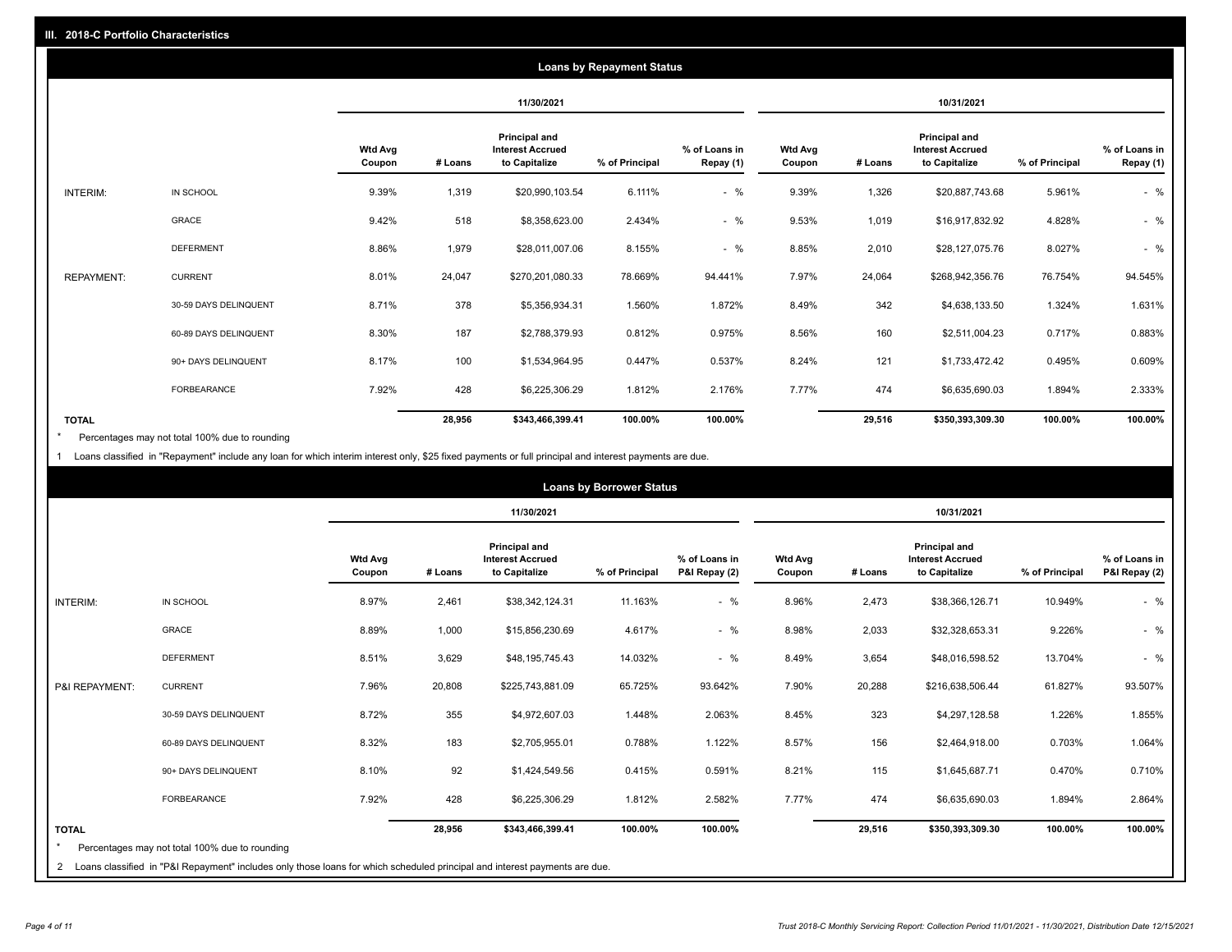## III. 2018-C Portfolio Characteristics

### Loans by Repayment Status

| | | 11/30/2021 | | | | | 10/31/2021 | | | | |
|---|---|---|---|---|---|---|---|---|---|---|---|
| | | Wtd Avg Coupon | # Loans | Principal and Interest Accrued to Capitalize | % of Principal | % of Loans in Repay (1) | Wtd Avg Coupon | # Loans | Principal and Interest Accrued to Capitalize | % of Principal | % of Loans in Repay (1) |
| INTERIM: | IN SCHOOL | 9.39% | 1,319 | $20,990,103.54 | 6.111% | - % | 9.39% | 1,326 | $20,887,743.68 | 5.961% | - % |
| | GRACE | 9.42% | 518 | $8,358,623.00 | 2.434% | - % | 9.53% | 1,019 | $16,917,832.92 | 4.828% | - % |
| | DEFERMENT | 8.86% | 1,979 | $28,011,007.06 | 8.155% | - % | 8.85% | 2,010 | $28,127,075.76 | 8.027% | - % |
| REPAYMENT: | CURRENT | 8.01% | 24,047 | $270,201,080.33 | 78.669% | 94.441% | 7.97% | 24,064 | $268,942,356.76 | 76.754% | 94.545% |
| | 30-59 DAYS DELINQUENT | 8.71% | 378 | $5,356,934.31 | 1.560% | 1.872% | 8.49% | 342 | $4,638,133.50 | 1.324% | 1.631% |
| | 60-89 DAYS DELINQUENT | 8.30% | 187 | $2,788,379.93 | 0.812% | 0.975% | 8.56% | 160 | $2,511,004.23 | 0.717% | 0.883% |
| | 90+ DAYS DELINQUENT | 8.17% | 100 | $1,534,964.95 | 0.447% | 0.537% | 8.24% | 121 | $1,733,472.42 | 0.495% | 0.609% |
| | FORBEARANCE | 7.92% | 428 | $6,225,306.29 | 1.812% | 2.176% | 7.77% | 474 | $6,635,690.03 | 1.894% | 2.333% |
| TOTAL | | | 28,956 | $343,466,399.41 | 100.00% | 100.00% | | 29,516 | $350,393,309.30 | 100.00% | 100.00% |

* Percentages may not total 100% due to rounding

1 Loans classified in "Repayment" include any loan for which interim interest only, $25 fixed payments or full principal and interest payments are due.

### Loans by Borrower Status

| | | 11/30/2021 | | | | | 10/31/2021 | | | | |
|---|---|---|---|---|---|---|---|---|---|---|---|
| | | Wtd Avg Coupon | # Loans | Principal and Interest Accrued to Capitalize | % of Principal | % of Loans in P&I Repay (2) | Wtd Avg Coupon | # Loans | Principal and Interest Accrued to Capitalize | % of Principal | % of Loans in P&I Repay (2) |
| INTERIM: | IN SCHOOL | 8.97% | 2,461 | $38,342,124.31 | 11.163% | - % | 8.96% | 2,473 | $38,366,126.71 | 10.949% | - % |
| | GRACE | 8.89% | 1,000 | $15,856,230.69 | 4.617% | - % | 8.98% | 2,033 | $32,328,653.31 | 9.226% | - % |
| | DEFERMENT | 8.51% | 3,629 | $48,195,745.43 | 14.032% | - % | 8.49% | 3,654 | $48,016,598.52 | 13.704% | - % |
| P&I REPAYMENT: | CURRENT | 7.96% | 20,808 | $225,743,881.09 | 65.725% | 93.642% | 7.90% | 20,288 | $216,638,506.44 | 61.827% | 93.507% |
| | 30-59 DAYS DELINQUENT | 8.72% | 355 | $4,972,607.03 | 1.448% | 2.063% | 8.45% | 323 | $4,297,128.58 | 1.226% | 1.855% |
| | 60-89 DAYS DELINQUENT | 8.32% | 183 | $2,705,955.01 | 0.788% | 1.122% | 8.57% | 156 | $2,464,918.00 | 0.703% | 1.064% |
| | 90+ DAYS DELINQUENT | 8.10% | 92 | $1,424,549.56 | 0.415% | 0.591% | 8.21% | 115 | $1,645,687.71 | 0.470% | 0.710% |
| | FORBEARANCE | 7.92% | 428 | $6,225,306.29 | 1.812% | 2.582% | 7.77% | 474 | $6,635,690.03 | 1.894% | 2.864% |
| TOTAL | | | 28,956 | $343,466,399.41 | 100.00% | 100.00% | | 29,516 | $350,393,309.30 | 100.00% | 100.00% |

* Percentages may not total 100% due to rounding

2 Loans classified in "P&I Repayment" includes only those loans for which scheduled principal and interest payments are due.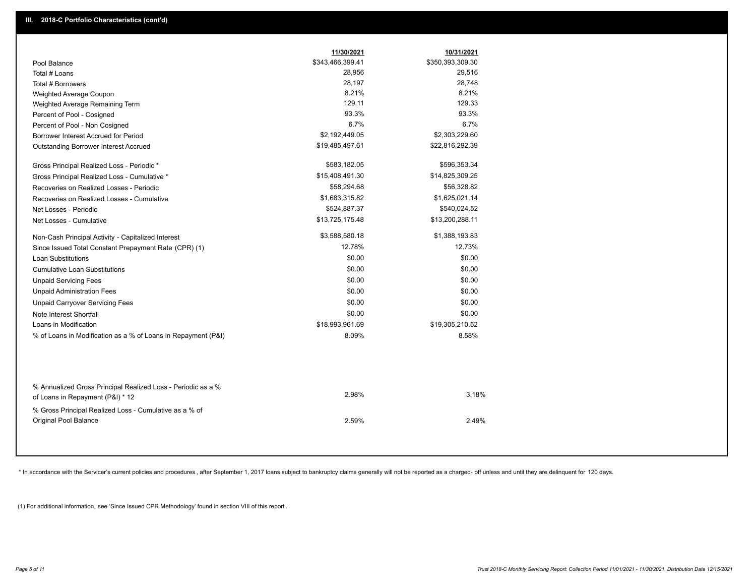## III. 2018-C Portfolio Characteristics (cont'd)

| | 11/30/2021 | 10/31/2021 |
|---|---|---|
| Pool Balance | $343,466,399.41 | $350,393,309.30 |
| Total # Loans | 28,956 | 29,516 |
| Total # Borrowers | 28,197 | 28,748 |
| Weighted Average Coupon | 8.21% | 8.21% |
| Weighted Average Remaining Term | 129.11 | 129.33 |
| Percent of Pool - Cosigned | 93.3% | 93.3% |
| Percent of Pool - Non Cosigned | 6.7% | 6.7% |
| Borrower Interest Accrued for Period | $2,192,449.05 | $2,303,229.60 |
| Outstanding Borrower Interest Accrued | $19,485,497.61 | $22,816,292.39 |
| Gross Principal Realized Loss - Periodic * | $583,182.05 | $596,353.34 |
| Gross Principal Realized Loss - Cumulative * | $15,408,491.30 | $14,825,309.25 |
| Recoveries on Realized Losses - Periodic | $58,294.68 | $56,328.82 |
| Recoveries on Realized Losses - Cumulative | $1,683,315.82 | $1,625,021.14 |
| Net Losses - Periodic | $524,887.37 | $540,024.52 |
| Net Losses - Cumulative | $13,725,175.48 | $13,200,288.11 |
| Non-Cash Principal Activity - Capitalized Interest | $3,588,580.18 | $1,388,193.83 |
| Since Issued Total Constant Prepayment Rate (CPR) (1) | 12.78% | 12.73% |
| Loan Substitutions | $0.00 | $0.00 |
| Cumulative Loan Substitutions | $0.00 | $0.00 |
| Unpaid Servicing Fees | $0.00 | $0.00 |
| Unpaid Administration Fees | $0.00 | $0.00 |
| Unpaid Carryover Servicing Fees | $0.00 | $0.00 |
| Note Interest Shortfall | $0.00 | $0.00 |
| Loans in Modification | $18,993,961.69 | $19,305,210.52 |
| % of Loans in Modification as a % of Loans in Repayment (P&I) | 8.09% | 8.58% |
| % Annualized Gross Principal Realized Loss - Periodic as a % of Loans in Repayment (P&I) * 12 | 2.98% | 3.18% |
| % Gross Principal Realized Loss - Cumulative as a % of Original Pool Balance | 2.59% | 2.49% |

* In accordance with the Servicer's current policies and procedures , after September 1, 2017 loans subject to bankruptcy claims generally will not be reported as a charged- off unless and until they are delinquent for 120 days.

(1) For additional information, see 'Since Issued CPR Methodology' found in section VIII of this report .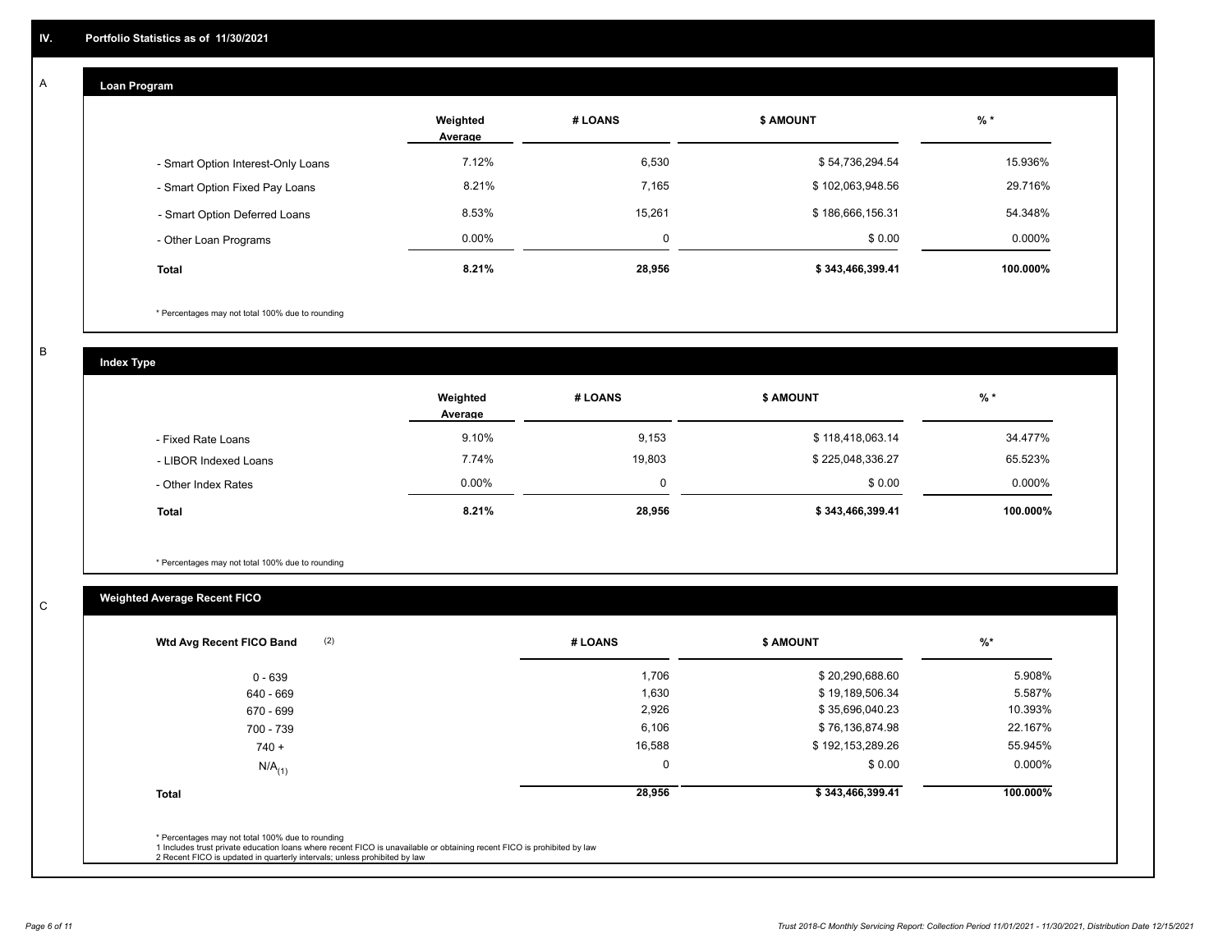## IV. Portfolio Statistics as of 11/30/2021

### A Loan Program

| | Weighted Average | # LOANS | $ AMOUNT | % * |
|---|---|---|---|---|
| - Smart Option Interest-Only Loans | 7.12% | 6,530 | $ 54,736,294.54 | 15.936% |
| - Smart Option Fixed Pay Loans | 8.21% | 7,165 | $ 102,063,948.56 | 29.716% |
| - Smart Option Deferred Loans | 8.53% | 15,261 | $ 186,666,156.31 | 54.348% |
| - Other Loan Programs | 0.00% | 0 | $ 0.00 | 0.000% |
| **Total** | **8.21%** | **28,956** | **$ 343,466,399.41** | **100.000%** |

\* Percentages may not total 100% due to rounding

### B Index Type

| | Weighted Average | # LOANS | $ AMOUNT | % * |
|---|---|---|---|---|
| - Fixed Rate Loans | 9.10% | 9,153 | $ 118,418,063.14 | 34.477% |
| - LIBOR Indexed Loans | 7.74% | 19,803 | $ 225,048,336.27 | 65.523% |
| - Other Index Rates | 0.00% | 0 | $ 0.00 | 0.000% |
| **Total** | **8.21%** | **28,956** | **$ 343,466,399.41** | **100.000%** |

\* Percentages may not total 100% due to rounding

### C Weighted Average Recent FICO

| Wtd Avg Recent FICO Band (2) | # LOANS | $ AMOUNT | %* |
|---|---|---|---|
| 0 - 639 | 1,706 | $ 20,290,688.60 | 5.908% |
| 640 - 669 | 1,630 | $ 19,189,506.34 | 5.587% |
| 670 - 699 | 2,926 | $ 35,696,040.23 | 10.393% |
| 700 - 739 | 6,106 | $ 76,136,874.98 | 22.167% |
| 740 + | 16,588 | $ 192,153,289.26 | 55.945% |
| N/A(1) | 0 | $ 0.00 | 0.000% |
| **Total** | **28,956** | **$ 343,466,399.41** | **100.000%** |

\* Percentages may not total 100% due to rounding
1 Includes trust private education loans where recent FICO is unavailable or obtaining recent FICO is prohibited by law
2 Recent FICO is updated in quarterly intervals; unless prohibited by law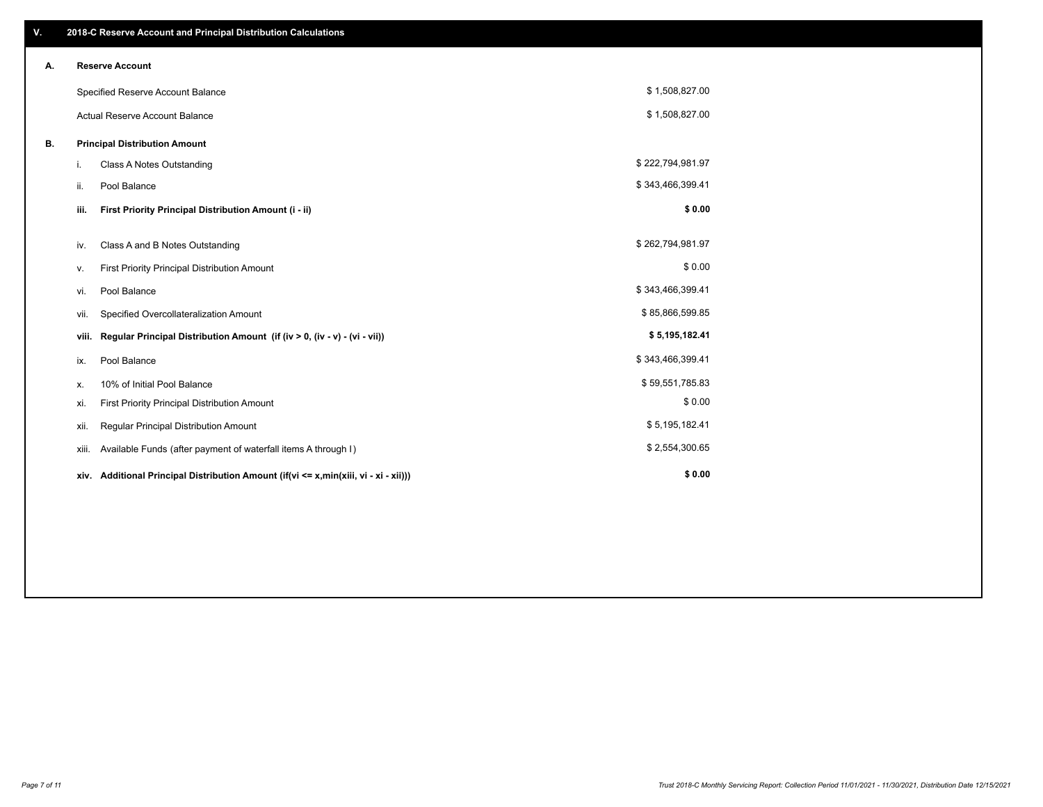## V. 2018-C Reserve Account and Principal Distribution Calculations

### A. Reserve Account

| | |
|---|---|
| Specified Reserve Account Balance | $ 1,508,827.00 |
| Actual Reserve Account Balance | $ 1,508,827.00 |

### B. Principal Distribution Amount

| | | |
|---|---|---|
| i. | Class A Notes Outstanding | $ 222,794,981.97 |
| ii. | Pool Balance | $ 343,466,399.41 |
| **iii.** | **First Priority Principal Distribution Amount (i - ii)** | **$ 0.00** |
| iv. | Class A and B Notes Outstanding | $ 262,794,981.97 |
| v. | First Priority Principal Distribution Amount | $ 0.00 |
| vi. | Pool Balance | $ 343,466,399.41 |
| vii. | Specified Overcollateralization Amount | $ 85,866,599.85 |
| **viii.** | **Regular Principal Distribution Amount (if (iv > 0, (iv - v) - (vi - vii))** | **$ 5,195,182.41** |
| ix. | Pool Balance | $ 343,466,399.41 |
| x. | 10% of Initial Pool Balance | $ 59,551,785.83 |
| xi. | First Priority Principal Distribution Amount | $ 0.00 |
| xii. | Regular Principal Distribution Amount | $ 5,195,182.41 |
| xiii. | Available Funds (after payment of waterfall items A through I) | $ 2,554,300.65 |
| **xiv.** | **Additional Principal Distribution Amount (if(vi <= x,min(xiii, vi - xi - xii)))** | **$ 0.00** |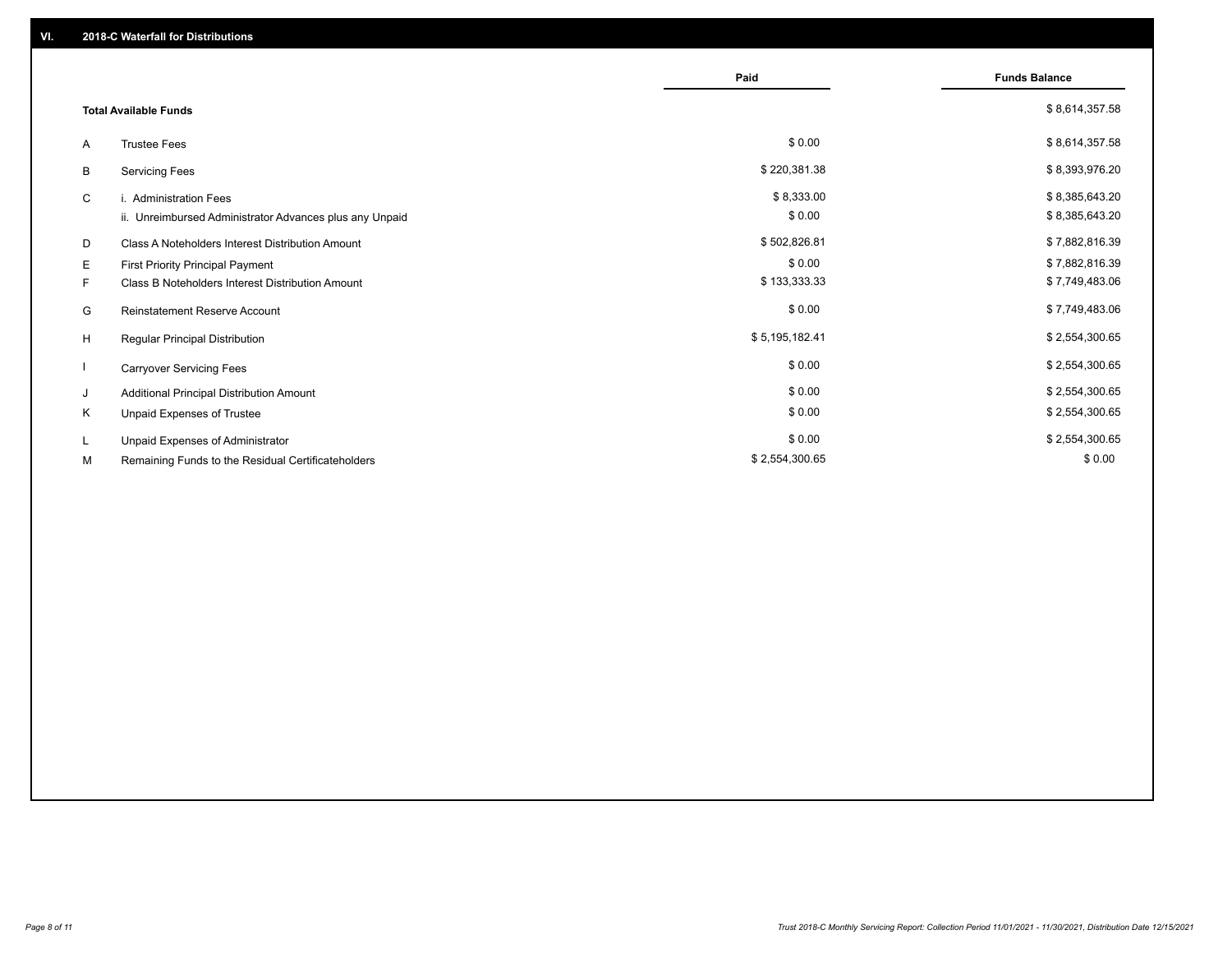## VI. 2018-C Waterfall for Distributions

| | | Paid | Funds Balance |
|---|---|---|---|
| | **Total Available Funds** | | $ 8,614,357.58 |
| A | Trustee Fees | $ 0.00 | $ 8,614,357.58 |
| B | Servicing Fees | $ 220,381.38 | $ 8,393,976.20 |
| C | i. Administration Fees | $ 8,333.00 | $ 8,385,643.20 |
| | ii. Unreimbursed Administrator Advances plus any Unpaid | $ 0.00 | $ 8,385,643.20 |
| D | Class A Noteholders Interest Distribution Amount | $ 502,826.81 | $ 7,882,816.39 |
| E | First Priority Principal Payment | $ 0.00 | $ 7,882,816.39 |
| F | Class B Noteholders Interest Distribution Amount | $ 133,333.33 | $ 7,749,483.06 |
| G | Reinstatement Reserve Account | $ 0.00 | $ 7,749,483.06 |
| H | Regular Principal Distribution | $ 5,195,182.41 | $ 2,554,300.65 |
| I | Carryover Servicing Fees | $ 0.00 | $ 2,554,300.65 |
| J | Additional Principal Distribution Amount | $ 0.00 | $ 2,554,300.65 |
| K | Unpaid Expenses of Trustee | $ 0.00 | $ 2,554,300.65 |
| L | Unpaid Expenses of Administrator | $ 0.00 | $ 2,554,300.65 |
| M | Remaining Funds to the Residual Certificateholders | $ 2,554,300.65 | $ 0.00 |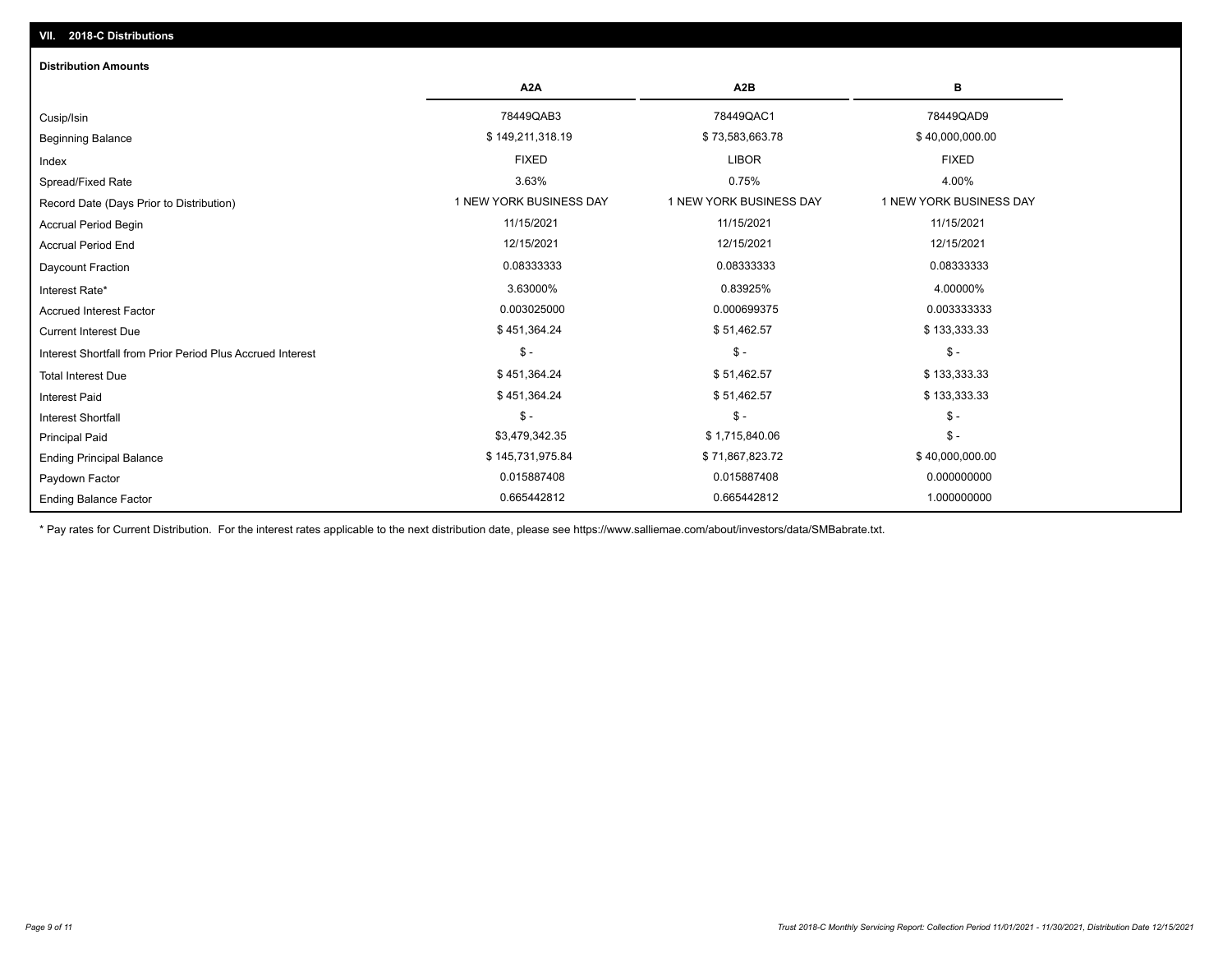## VII. 2018-C Distributions

### Distribution Amounts

| | A2A | A2B | B |
|---|---|---|---|
| Cusip/Isin | 78449QAB3 | 78449QAC1 | 78449QAD9 |
| Beginning Balance | $ 149,211,318.19 | $ 73,583,663.78 | $ 40,000,000.00 |
| Index | FIXED | LIBOR | FIXED |
| Spread/Fixed Rate | 3.63% | 0.75% | 4.00% |
| Record Date (Days Prior to Distribution) | 1 NEW YORK BUSINESS DAY | 1 NEW YORK BUSINESS DAY | 1 NEW YORK BUSINESS DAY |
| Accrual Period Begin | 11/15/2021 | 11/15/2021 | 11/15/2021 |
| Accrual Period End | 12/15/2021 | 12/15/2021 | 12/15/2021 |
| Daycount Fraction | 0.08333333 | 0.08333333 | 0.08333333 |
| Interest Rate* | 3.63000% | 0.83925% | 4.00000% |
| Accrued Interest Factor | 0.003025000 | 0.000699375 | 0.003333333 |
| Current Interest Due | $ 451,364.24 | $ 51,462.57 | $ 133,333.33 |
| Interest Shortfall from Prior Period Plus Accrued Interest | $ - | $ - | $ - |
| Total Interest Due | $ 451,364.24 | $ 51,462.57 | $ 133,333.33 |
| Interest Paid | $ 451,364.24 | $ 51,462.57 | $ 133,333.33 |
| Interest Shortfall | $ - | $ - | $ - |
| Principal Paid | $3,479,342.35 | $ 1,715,840.06 | $ - |
| Ending Principal Balance | $ 145,731,975.84 | $ 71,867,823.72 | $ 40,000,000.00 |
| Paydown Factor | 0.015887408 | 0.015887408 | 0.000000000 |
| Ending Balance Factor | 0.665442812 | 0.665442812 | 1.000000000 |

* Pay rates for Current Distribution. For the interest rates applicable to the next distribution date, please see https://www.salliemae.com/about/investors/data/SMBabrate.txt.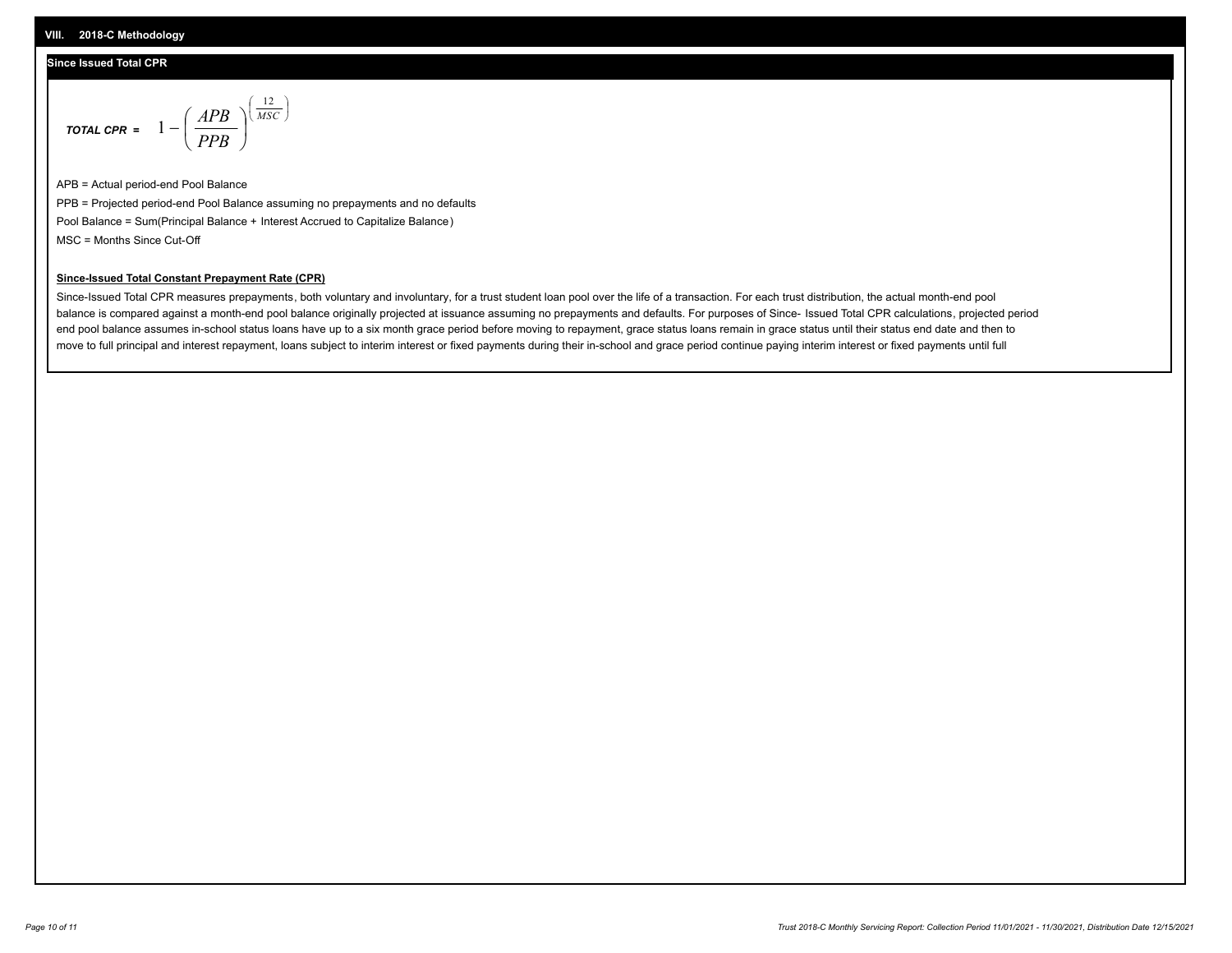## VIII. 2018-C Methodology

### Since Issued Total CPR

$$\textbf{\textit{TOTAL CPR}} = \quad 1 - \left( \frac{APB}{PPB} \right)^{\left( \frac{12}{MSC} \right)}$$

APB = Actual period-end Pool Balance

PPB = Projected period-end Pool Balance assuming no prepayments and no defaults

Pool Balance = Sum(Principal Balance + Interest Accrued to Capitalize Balance)

MSC = Months Since Cut-Off

**Since-Issued Total Constant Prepayment Rate (CPR)**

Since-Issued Total CPR measures prepayments, both voluntary and involuntary, for a trust student loan pool over the life of a transaction. For each trust distribution, the actual month-end pool balance is compared against a month-end pool balance originally projected at issuance assuming no prepayments and defaults. For purposes of Since- Issued Total CPR calculations, projected period end pool balance assumes in-school status loans have up to a six month grace period before moving to repayment, grace status loans remain in grace status until their status end date and then to move to full principal and interest repayment, loans subject to interim interest or fixed payments during their in-school and grace period continue paying interim interest or fixed payments until full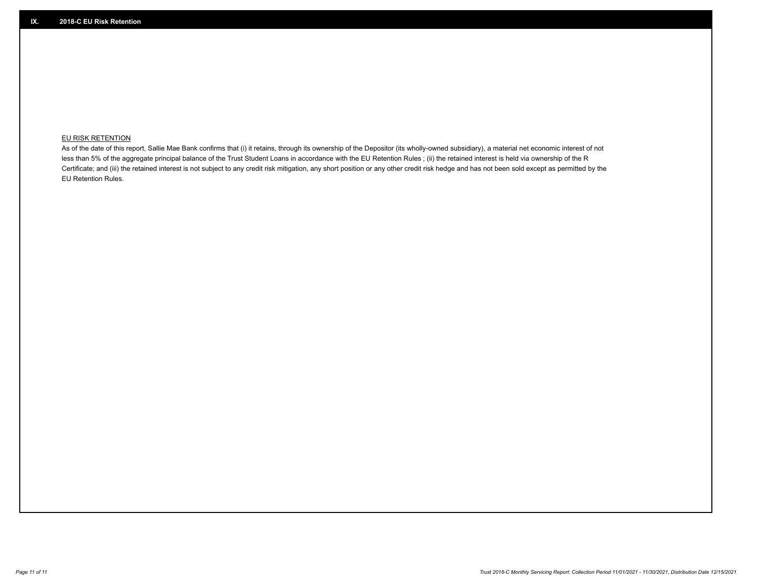## IX. 2018-C EU Risk Retention

EU RISK RETENTION

As of the date of this report, Sallie Mae Bank confirms that (i) it retains, through its ownership of the Depositor (its wholly-owned subsidiary), a material net economic interest of not less than 5% of the aggregate principal balance of the Trust Student Loans in accordance with the EU Retention Rules ; (ii) the retained interest is held via ownership of the R Certificate; and (iii) the retained interest is not subject to any credit risk mitigation, any short position or any other credit risk hedge and has not been sold except as permitted by the EU Retention Rules.